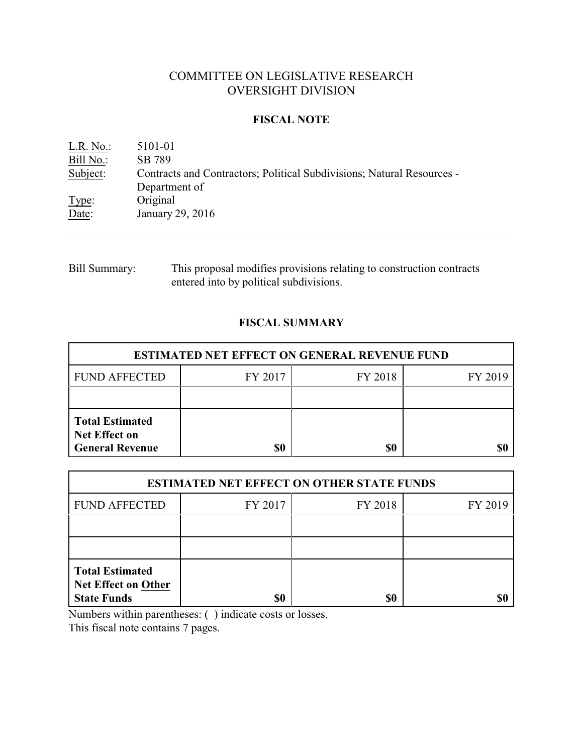# COMMITTEE ON LEGISLATIVE RESEARCH
# OVERSIGHT DIVISION

## FISCAL NOTE

L.R. No.: 5101-01
Bill No.: SB 789
Subject: Contracts and Contractors; Political Subdivisions; Natural Resources - Department of
Type: Original
Date: January 29, 2016

---

Bill Summary: This proposal modifies provisions relating to construction contracts entered into by political subdivisions.

## FISCAL SUMMARY

| ESTIMATED NET EFFECT ON GENERAL REVENUE FUND | | | |
|---|---|---|---|
| FUND AFFECTED | FY 2017 | FY 2018 | FY 2019 |
| | | | |
| **Total Estimated Net Effect on General Revenue** | **$0** | **$0** | **$0** |

| ESTIMATED NET EFFECT ON OTHER STATE FUNDS | | | |
|---|---|---|---|
| FUND AFFECTED | FY 2017 | FY 2018 | FY 2019 |
| | | | |
| | | | |
| **Total Estimated Net Effect on Other State Funds** | **$0** | **$0** | **$0** |

Numbers within parentheses: ( ) indicate costs or losses.
This fiscal note contains 7 pages.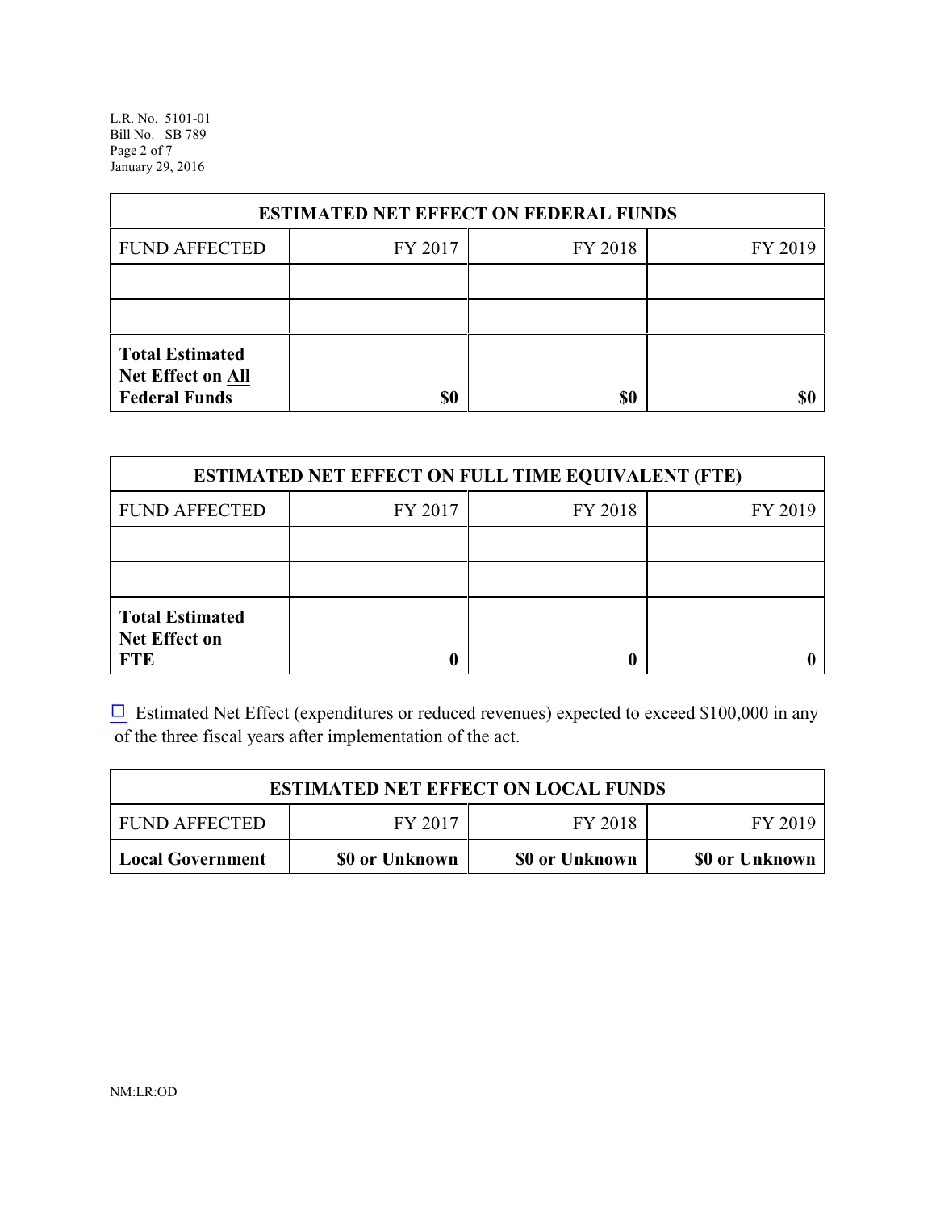| ESTIMATED NET EFFECT ON FEDERAL FUNDS | | | |
|---|---|---|---|
| FUND AFFECTED | FY 2017 | FY 2018 | FY 2019 |
| | | | |
| | | | |
| **Total Estimated Net Effect on All Federal Funds** | **$0** | **$0** | **$0** |

| ESTIMATED NET EFFECT ON FULL TIME EQUIVALENT (FTE) | | | |
|---|---|---|---|
| FUND AFFECTED | FY 2017 | FY 2018 | FY 2019 |
| | | | |
| | | | |
| **Total Estimated Net Effect on FTE** | **0** | **0** | **0** |

☐ Estimated Net Effect (expenditures or reduced revenues) expected to exceed $100,000 in any of the three fiscal years after implementation of the act.

| ESTIMATED NET EFFECT ON LOCAL FUNDS | | | |
|---|---|---|---|
| FUND AFFECTED | FY 2017 | FY 2018 | FY 2019 |
| **Local Government** | **$0 or Unknown** | **$0 or Unknown** | **$0 or Unknown** |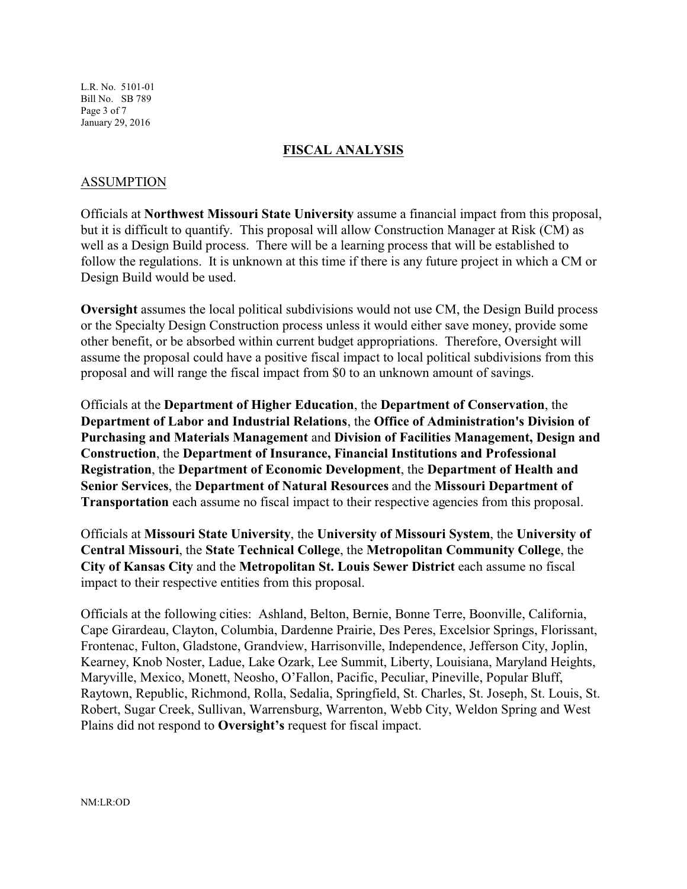## FISCAL ANALYSIS

### ASSUMPTION

Officials at **Northwest Missouri State University** assume a financial impact from this proposal, but it is difficult to quantify. This proposal will allow Construction Manager at Risk (CM) as well as a Design Build process. There will be a learning process that will be established to follow the regulations. It is unknown at this time if there is any future project in which a CM or Design Build would be used.

**Oversight** assumes the local political subdivisions would not use CM, the Design Build process or the Specialty Design Construction process unless it would either save money, provide some other benefit, or be absorbed within current budget appropriations. Therefore, Oversight will assume the proposal could have a positive fiscal impact to local political subdivisions from this proposal and will range the fiscal impact from $0 to an unknown amount of savings.

Officials at the **Department of Higher Education**, the **Department of Conservation**, the **Department of Labor and Industrial Relations**, the **Office of Administration's Division of Purchasing and Materials Management** and **Division of Facilities Management, Design and Construction**, the **Department of Insurance, Financial Institutions and Professional Registration**, the **Department of Economic Development**, the **Department of Health and Senior Services**, the **Department of Natural Resources** and the **Missouri Department of Transportation** each assume no fiscal impact to their respective agencies from this proposal.

Officials at **Missouri State University**, the **University of Missouri System**, the **University of Central Missouri**, the **State Technical College**, the **Metropolitan Community College**, the **City of Kansas City** and the **Metropolitan St. Louis Sewer District** each assume no fiscal impact to their respective entities from this proposal.

Officials at the following cities: Ashland, Belton, Bernie, Bonne Terre, Boonville, California, Cape Girardeau, Clayton, Columbia, Dardenne Prairie, Des Peres, Excelsior Springs, Florissant, Frontenac, Fulton, Gladstone, Grandview, Harrisonville, Independence, Jefferson City, Joplin, Kearney, Knob Noster, Ladue, Lake Ozark, Lee Summit, Liberty, Louisiana, Maryland Heights, Maryville, Mexico, Monett, Neosho, O'Fallon, Pacific, Peculiar, Pineville, Popular Bluff, Raytown, Republic, Richmond, Rolla, Sedalia, Springfield, St. Charles, St. Joseph, St. Louis, St. Robert, Sugar Creek, Sullivan, Warrensburg, Warrenton, Webb City, Weldon Spring and West Plains did not respond to **Oversight's** request for fiscal impact.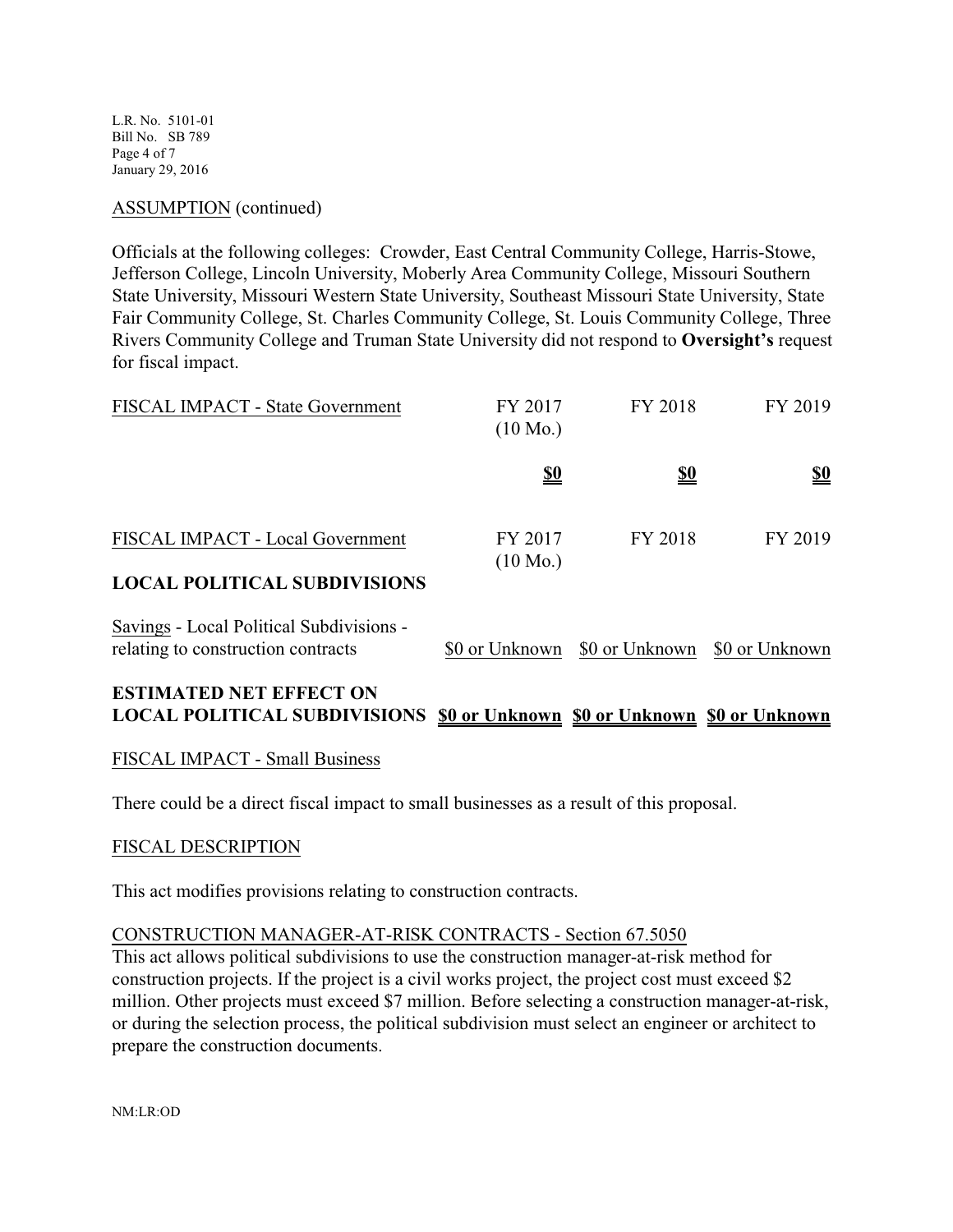ASSUMPTION (continued)

Officials at the following colleges: Crowder, East Central Community College, Harris-Stowe, Jefferson College, Lincoln University, Moberly Area Community College, Missouri Southern State University, Missouri Western State University, Southeast Missouri State University, State Fair Community College, St. Charles Community College, St. Louis Community College, Three Rivers Community College and Truman State University did not respond to **Oversight's** request for fiscal impact.

| FISCAL IMPACT - State Government | FY 2017 (10 Mo.) | FY 2018 | FY 2019 |
|---|---|---|---|
| | **$0** | **$0** | **$0** |

| FISCAL IMPACT - Local Government | FY 2017 (10 Mo.) | FY 2018 | FY 2019 |
|---|---|---|---|
| **LOCAL POLITICAL SUBDIVISIONS** | | | |
| Savings - Local Political Subdivisions - relating to construction contracts | $0 or Unknown | $0 or Unknown | $0 or Unknown |
| **ESTIMATED NET EFFECT ON LOCAL POLITICAL SUBDIVISIONS** | **$0 or Unknown** | **$0 or Unknown** | **$0 or Unknown** |

FISCAL IMPACT - Small Business

There could be a direct fiscal impact to small businesses as a result of this proposal.

FISCAL DESCRIPTION

This act modifies provisions relating to construction contracts.

CONSTRUCTION MANAGER-AT-RISK CONTRACTS - Section 67.5050

This act allows political subdivisions to use the construction manager-at-risk method for construction projects. If the project is a civil works project, the project cost must exceed $2 million. Other projects must exceed $7 million. Before selecting a construction manager-at-risk, or during the selection process, the political subdivision must select an engineer or architect to prepare the construction documents.

NM:LR:OD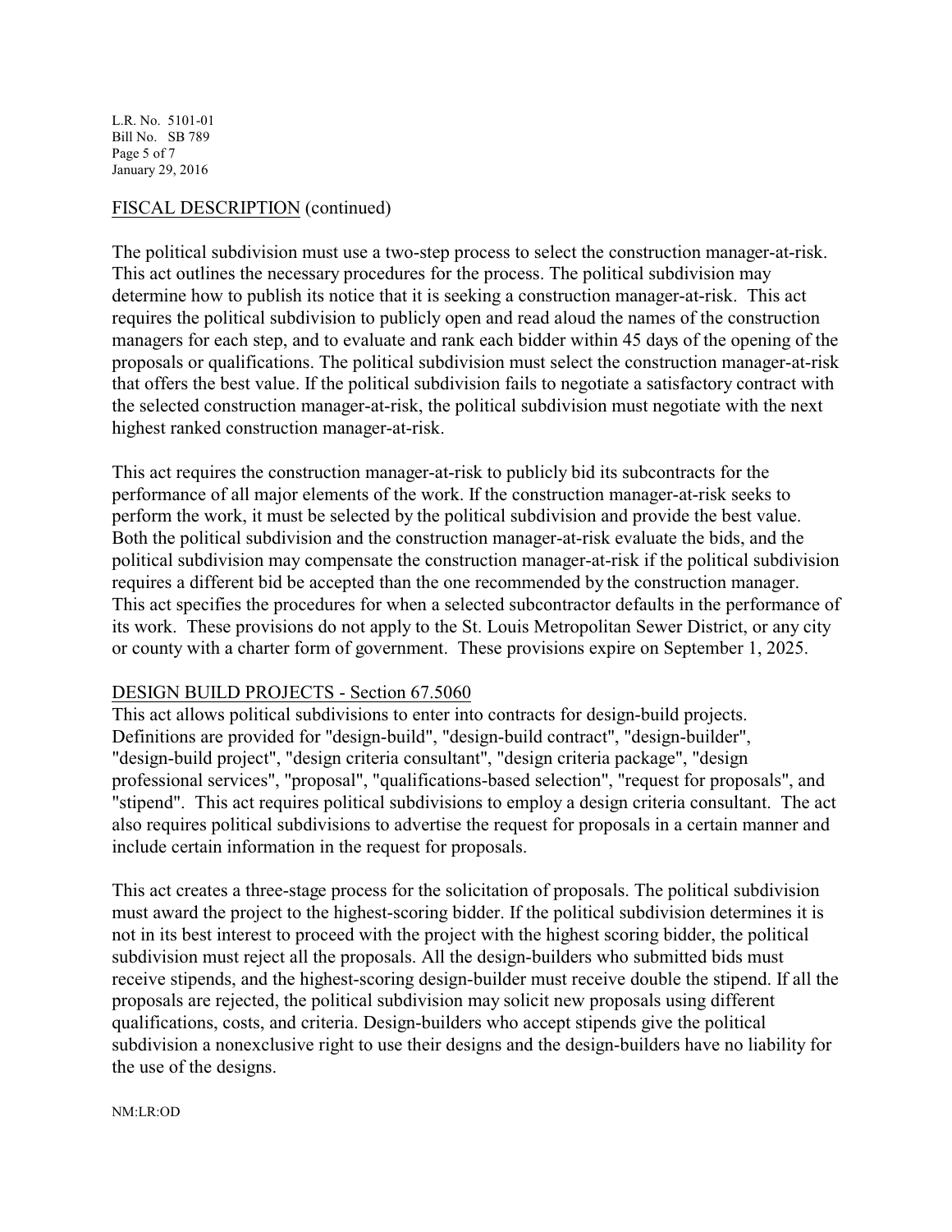FISCAL DESCRIPTION (continued)

The political subdivision must use a two-step process to select the construction manager-at-risk. This act outlines the necessary procedures for the process. The political subdivision may determine how to publish its notice that it is seeking a construction manager-at-risk. This act requires the political subdivision to publicly open and read aloud the names of the construction managers for each step, and to evaluate and rank each bidder within 45 days of the opening of the proposals or qualifications. The political subdivision must select the construction manager-at-risk that offers the best value. If the political subdivision fails to negotiate a satisfactory contract with the selected construction manager-at-risk, the political subdivision must negotiate with the next highest ranked construction manager-at-risk.

This act requires the construction manager-at-risk to publicly bid its subcontracts for the performance of all major elements of the work. If the construction manager-at-risk seeks to perform the work, it must be selected by the political subdivision and provide the best value. Both the political subdivision and the construction manager-at-risk evaluate the bids, and the political subdivision may compensate the construction manager-at-risk if the political subdivision requires a different bid be accepted than the one recommended by the construction manager. This act specifies the procedures for when a selected subcontractor defaults in the performance of its work. These provisions do not apply to the St. Louis Metropolitan Sewer District, or any city or county with a charter form of government. These provisions expire on September 1, 2025.

DESIGN BUILD PROJECTS - Section 67.5060

This act allows political subdivisions to enter into contracts for design-build projects. Definitions are provided for "design-build", "design-build contract", "design-builder", "design-build project", "design criteria consultant", "design criteria package", "design professional services", "proposal", "qualifications-based selection", "request for proposals", and "stipend". This act requires political subdivisions to employ a design criteria consultant. The act also requires political subdivisions to advertise the request for proposals in a certain manner and include certain information in the request for proposals.

This act creates a three-stage process for the solicitation of proposals. The political subdivision must award the project to the highest-scoring bidder. If the political subdivision determines it is not in its best interest to proceed with the project with the highest scoring bidder, the political subdivision must reject all the proposals. All the design-builders who submitted bids must receive stipends, and the highest-scoring design-builder must receive double the stipend. If all the proposals are rejected, the political subdivision may solicit new proposals using different qualifications, costs, and criteria. Design-builders who accept stipends give the political subdivision a nonexclusive right to use their designs and the design-builders have no liability for the use of the designs.

NM:LR:OD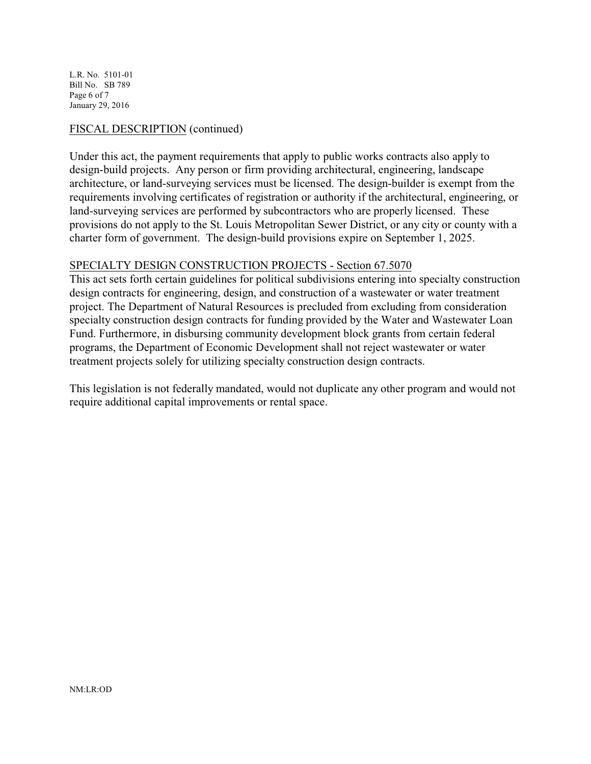FISCAL DESCRIPTION (continued)

Under this act, the payment requirements that apply to public works contracts also apply to design-build projects. Any person or firm providing architectural, engineering, landscape architecture, or land-surveying services must be licensed. The design-builder is exempt from the requirements involving certificates of registration or authority if the architectural, engineering, or land-surveying services are performed by subcontractors who are properly licensed. These provisions do not apply to the St. Louis Metropolitan Sewer District, or any city or county with a charter form of government. The design-build provisions expire on September 1, 2025.

SPECIALTY DESIGN CONSTRUCTION PROJECTS - Section 67.5070

This act sets forth certain guidelines for political subdivisions entering into specialty construction design contracts for engineering, design, and construction of a wastewater or water treatment project. The Department of Natural Resources is precluded from excluding from consideration specialty construction design contracts for funding provided by the Water and Wastewater Loan Fund. Furthermore, in disbursing community development block grants from certain federal programs, the Department of Economic Development shall not reject wastewater or water treatment projects solely for utilizing specialty construction design contracts.

This legislation is not federally mandated, would not duplicate any other program and would not require additional capital improvements or rental space.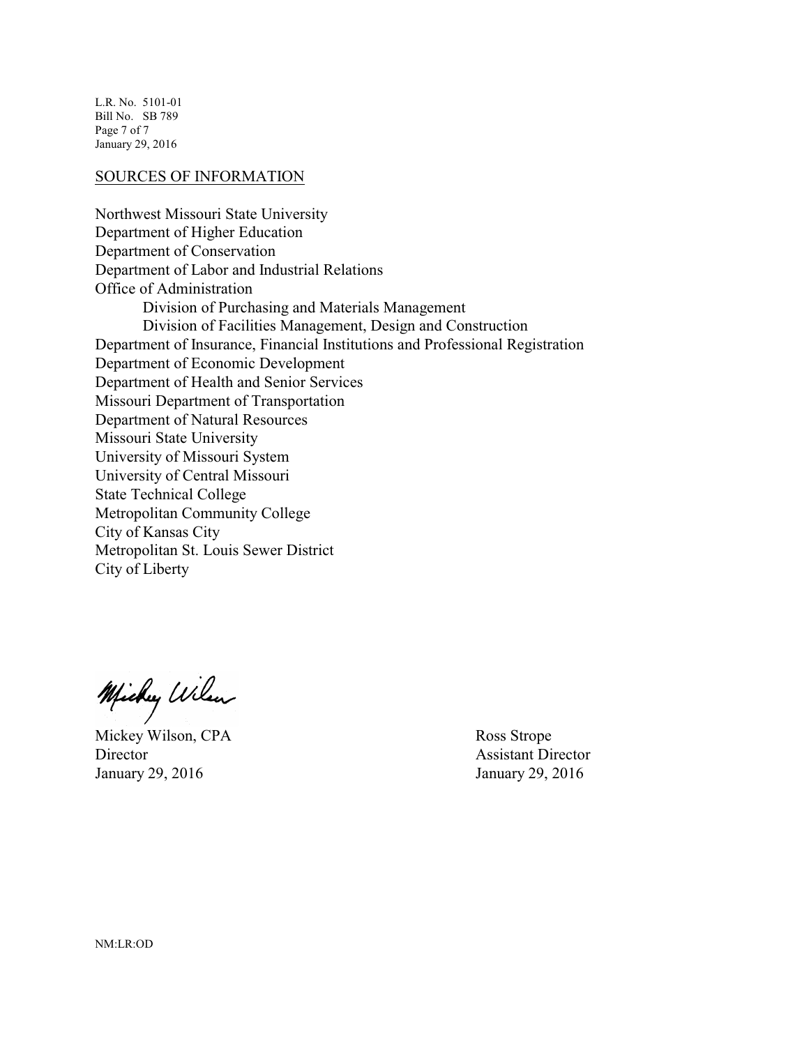## SOURCES OF INFORMATION

Northwest Missouri State University
Department of Higher Education
Department of Conservation
Department of Labor and Industrial Relations
Office of Administration
- Division of Purchasing and Materials Management
- Division of Facilities Management, Design and Construction

Department of Insurance, Financial Institutions and Professional Registration
Department of Economic Development
Department of Health and Senior Services
Missouri Department of Transportation
Department of Natural Resources
Missouri State University
University of Missouri System
University of Central Missouri
State Technical College
Metropolitan Community College
City of Kansas City
Metropolitan St. Louis Sewer District
City of Liberty

Mickey Wilson, CPA
Director
January 29, 2016

Ross Strope
Assistant Director
January 29, 2016

NM:LR:OD